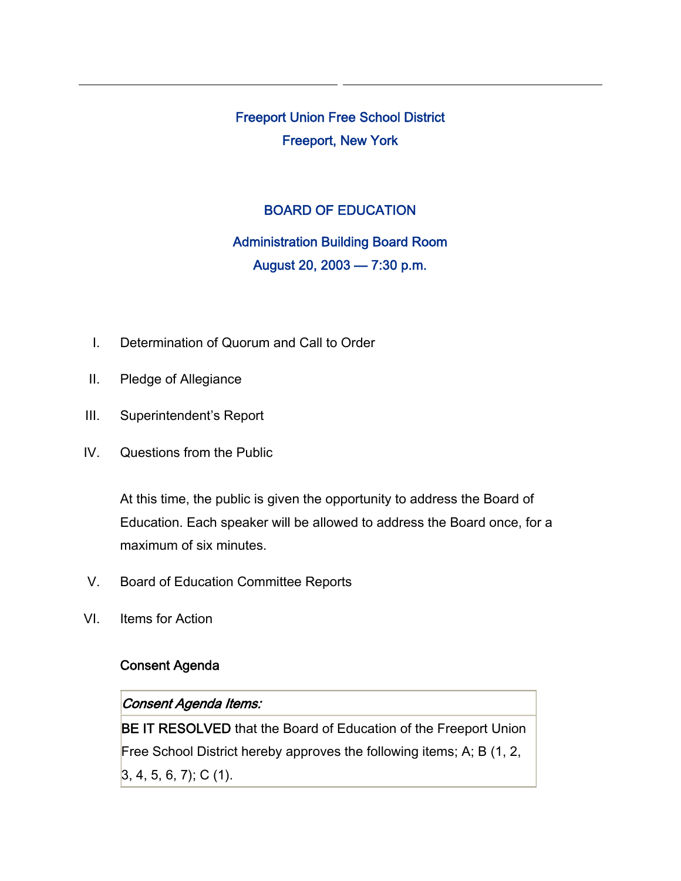# Freeport Union Free School District

## Freeport, New York

## BOARD OF EDUCATION

### Administration Building Board Room

### August 20, 2003 — 7:30 p.m.

I. Determination of Quorum and Call to Order

II. Pledge of Allegiance

III. Superintendent's Report

IV. Questions from the Public

At this time, the public is given the opportunity to address the Board of Education. Each speaker will be allowed to address the Board once, for a maximum of six minutes.

V. Board of Education Committee Reports

VI. Items for Action

**Consent Agenda**

| *Consent Agenda Items:* |
| --- |
| **BE IT RESOLVED** that the Board of Education of the Freeport Union Free School District hereby approves the following items; A; B (1, 2, 3, 4, 5, 6, 7); C (1). |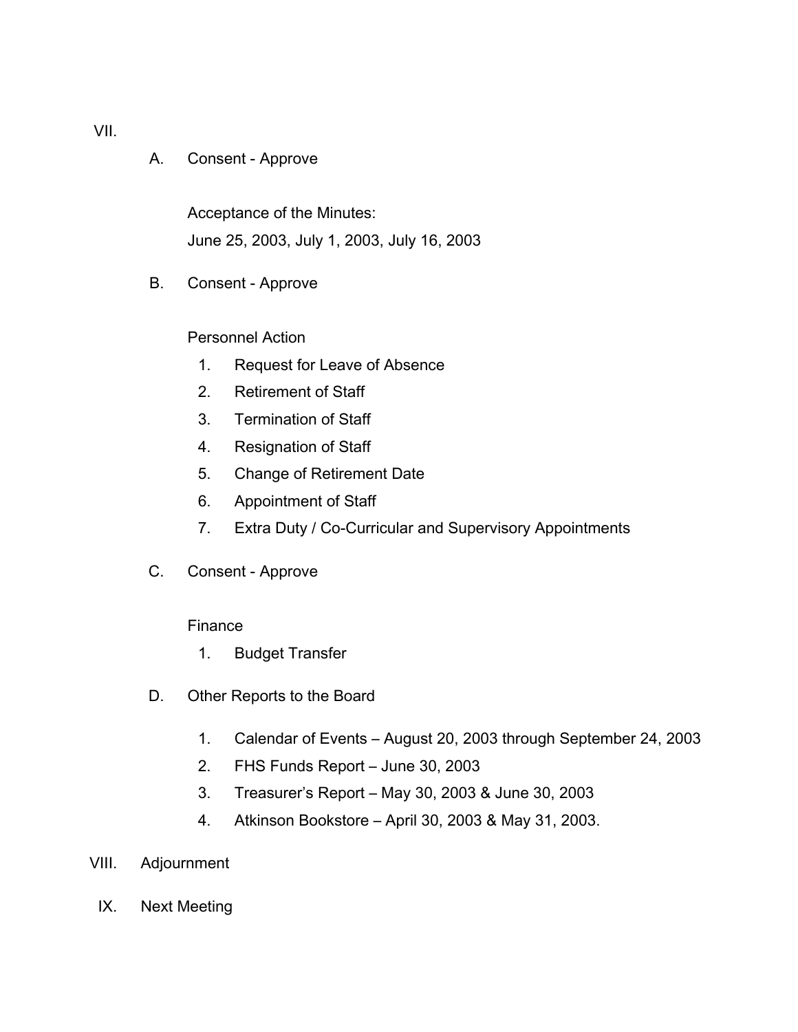VII.

A. Consent - Approve

Acceptance of the Minutes:
June 25, 2003, July 1, 2003, July 16, 2003

B. Consent - Approve

Personnel Action

1. Request for Leave of Absence
2. Retirement of Staff
3. Termination of Staff
4. Resignation of Staff
5. Change of Retirement Date
6. Appointment of Staff
7. Extra Duty / Co-Curricular and Supervisory Appointments

C. Consent - Approve

Finance

1. Budget Transfer

D. Other Reports to the Board

1. Calendar of Events – August 20, 2003 through September 24, 2003
2. FHS Funds Report – June 30, 2003
3. Treasurer's Report – May 30, 2003 & June 30, 2003
4. Atkinson Bookstore – April 30, 2003 & May 31, 2003.

VIII. Adjournment

IX. Next Meeting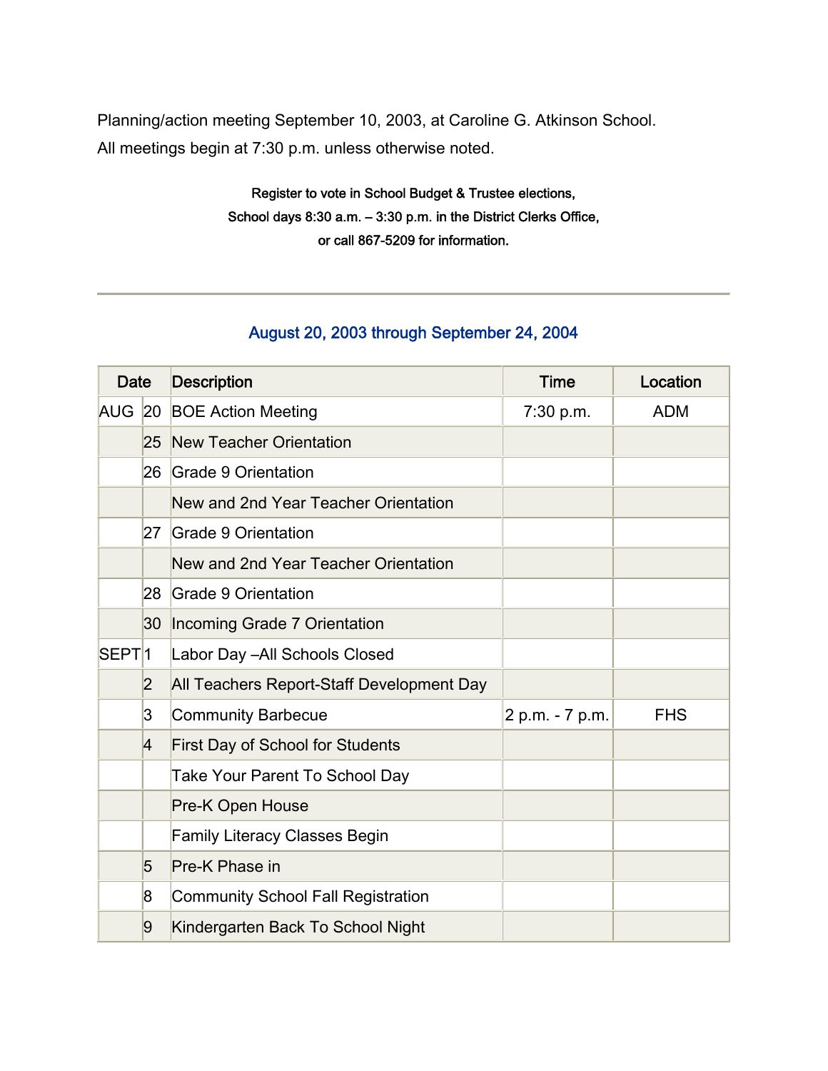Planning/action meeting September 10, 2003, at Caroline G. Atkinson School.
All meetings begin at 7:30 p.m. unless otherwise noted.

**Register to vote in School Budget & Trustee elections,**
**School days 8:30 a.m. – 3:30 p.m. in the District Clerks Office,**
**or call 867-5209 for information.**

---

## August 20, 2003 through September 24, 2004

| Date | | Description | Time | Location |
|---|---|---|---|---|
| AUG | 20 | BOE Action Meeting | 7:30 p.m. | ADM |
| | 25 | New Teacher Orientation | | |
| | 26 | Grade 9 Orientation | | |
| | | New and 2nd Year Teacher Orientation | | |
| | 27 | Grade 9 Orientation | | |
| | | New and 2nd Year Teacher Orientation | | |
| | 28 | Grade 9 Orientation | | |
| | 30 | Incoming Grade 7 Orientation | | |
| SEPT | 1 | Labor Day –All Schools Closed | | |
| | 2 | All Teachers Report-Staff Development Day | | |
| | 3 | Community Barbecue | 2 p.m. - 7 p.m. | FHS |
| | 4 | First Day of School for Students | | |
| | | Take Your Parent To School Day | | |
| | | Pre-K Open House | | |
| | | Family Literacy Classes Begin | | |
| | 5 | Pre-K Phase in | | |
| | 8 | Community School Fall Registration | | |
| | 9 | Kindergarten Back To School Night | | |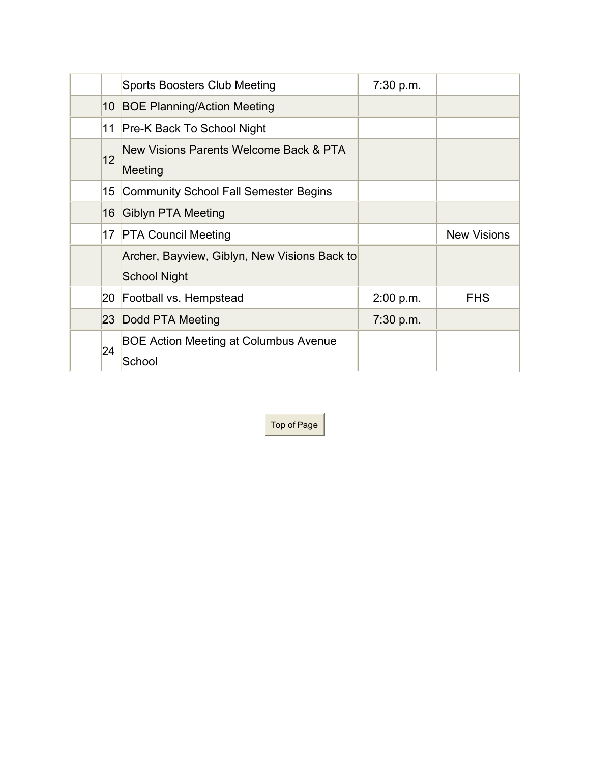| | | | | |
|---|---|---|---|---|
| | | Sports Boosters Club Meeting | 7:30 p.m. | |
| | 10 | BOE Planning/Action Meeting | | |
| | 11 | Pre-K Back To School Night | | |
| | 12 | New Visions Parents Welcome Back & PTA Meeting | | |
| | 15 | Community School Fall Semester Begins | | |
| | 16 | Giblyn PTA Meeting | | |
| | 17 | PTA Council Meeting | | New Visions |
| | | Archer, Bayview, Giblyn, New Visions Back to School Night | | |
| | 20 | Football vs. Hempstead | 2:00 p.m. | FHS |
| | 23 | Dodd PTA Meeting | 7:30 p.m. | |
| | 24 | BOE Action Meeting at Columbus Avenue School | | |

Top of Page